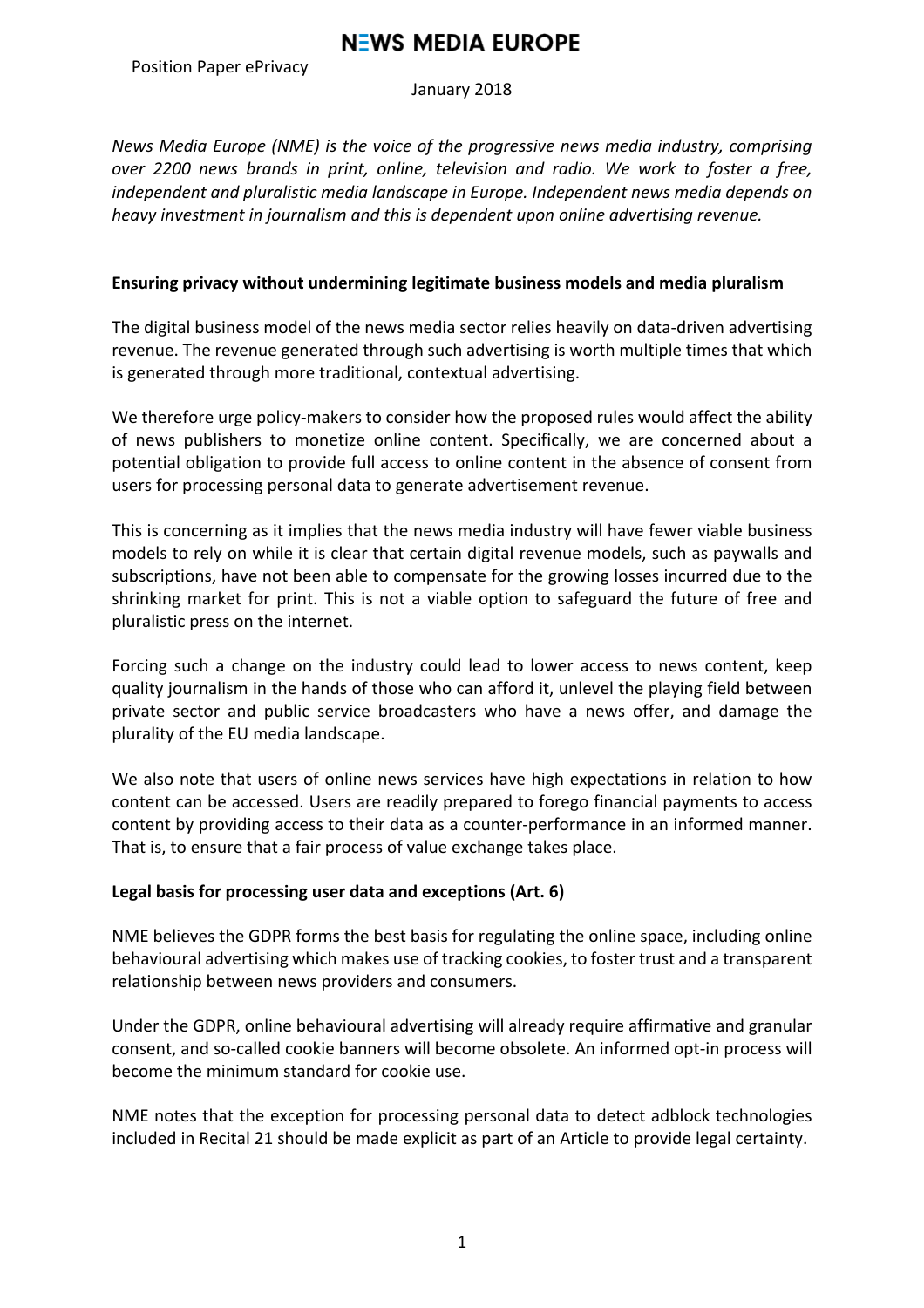# NEWS MEDIA EUROPE

Position Paper ePrivacy

January 2018

*News Media Europe (NME) is the voice of the progressive news media industry, comprising over 2200 news brands in print, online, television and radio. We work to foster a free, independent and pluralistic media landscape in Europe. Independent news media depends on heavy investment in journalism and this is dependent upon online advertising revenue.*

**Ensuring privacy without undermining legitimate business models and media pluralism**

The digital business model of the news media sector relies heavily on data-driven advertising revenue. The revenue generated through such advertising is worth multiple times that which is generated through more traditional, contextual advertising.

We therefore urge policy-makers to consider how the proposed rules would affect the ability of news publishers to monetize online content. Specifically, we are concerned about a potential obligation to provide full access to online content in the absence of consent from users for processing personal data to generate advertisement revenue.

This is concerning as it implies that the news media industry will have fewer viable business models to rely on while it is clear that certain digital revenue models, such as paywalls and subscriptions, have not been able to compensate for the growing losses incurred due to the shrinking market for print. This is not a viable option to safeguard the future of free and pluralistic press on the internet.

Forcing such a change on the industry could lead to lower access to news content, keep quality journalism in the hands of those who can afford it, unlevel the playing field between private sector and public service broadcasters who have a news offer, and damage the plurality of the EU media landscape.

We also note that users of online news services have high expectations in relation to how content can be accessed. Users are readily prepared to forego financial payments to access content by providing access to their data as a counter-performance in an informed manner. That is, to ensure that a fair process of value exchange takes place.

**Legal basis for processing user data and exceptions (Art. 6)**

NME believes the GDPR forms the best basis for regulating the online space, including online behavioural advertising which makes use of tracking cookies, to foster trust and a transparent relationship between news providers and consumers.

Under the GDPR, online behavioural advertising will already require affirmative and granular consent, and so-called cookie banners will become obsolete. An informed opt-in process will become the minimum standard for cookie use.

NME notes that the exception for processing personal data to detect adblock technologies included in Recital 21 should be made explicit as part of an Article to provide legal certainty.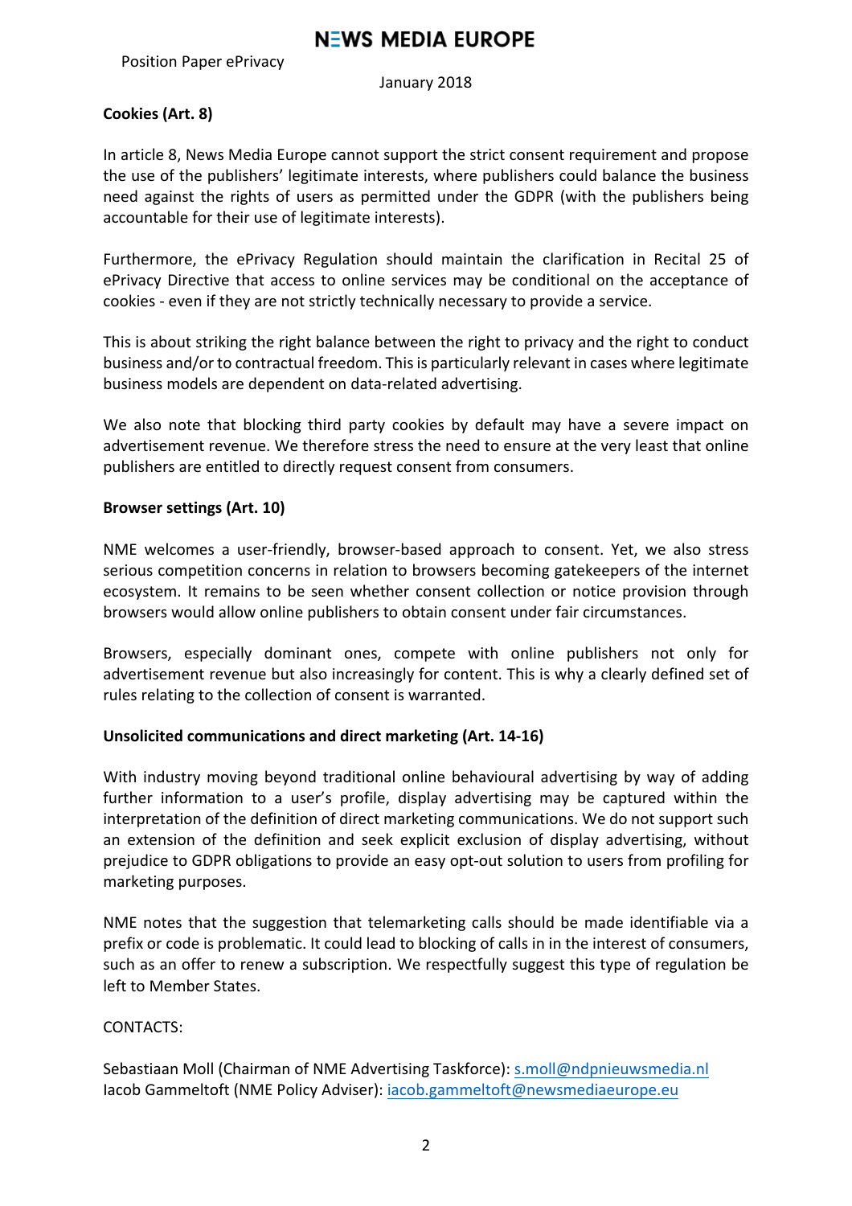**Cookies (Art. 8)**

In article 8, News Media Europe cannot support the strict consent requirement and propose the use of the publishers' legitimate interests, where publishers could balance the business need against the rights of users as permitted under the GDPR (with the publishers being accountable for their use of legitimate interests).

Furthermore, the ePrivacy Regulation should maintain the clarification in Recital 25 of ePrivacy Directive that access to online services may be conditional on the acceptance of cookies - even if they are not strictly technically necessary to provide a service.

This is about striking the right balance between the right to privacy and the right to conduct business and/or to contractual freedom. This is particularly relevant in cases where legitimate business models are dependent on data-related advertising.

We also note that blocking third party cookies by default may have a severe impact on advertisement revenue. We therefore stress the need to ensure at the very least that online publishers are entitled to directly request consent from consumers.

**Browser settings (Art. 10)**

NME welcomes a user-friendly, browser-based approach to consent. Yet, we also stress serious competition concerns in relation to browsers becoming gatekeepers of the internet ecosystem. It remains to be seen whether consent collection or notice provision through browsers would allow online publishers to obtain consent under fair circumstances.

Browsers, especially dominant ones, compete with online publishers not only for advertisement revenue but also increasingly for content. This is why a clearly defined set of rules relating to the collection of consent is warranted.

**Unsolicited communications and direct marketing (Art. 14-16)**

With industry moving beyond traditional online behavioural advertising by way of adding further information to a user's profile, display advertising may be captured within the interpretation of the definition of direct marketing communications. We do not support such an extension of the definition and seek explicit exclusion of display advertising, without prejudice to GDPR obligations to provide an easy opt-out solution to users from profiling for marketing purposes.

NME notes that the suggestion that telemarketing calls should be made identifiable via a prefix or code is problematic. It could lead to blocking of calls in in the interest of consumers, such as an offer to renew a subscription. We respectfully suggest this type of regulation be left to Member States.

CONTACTS:

Sebastiaan Moll (Chairman of NME Advertising Taskforce): s.moll@ndpnieuwsmedia.nl
Iacob Gammeltoft (NME Policy Adviser): iacob.gammeltoft@newsmediaeurope.eu